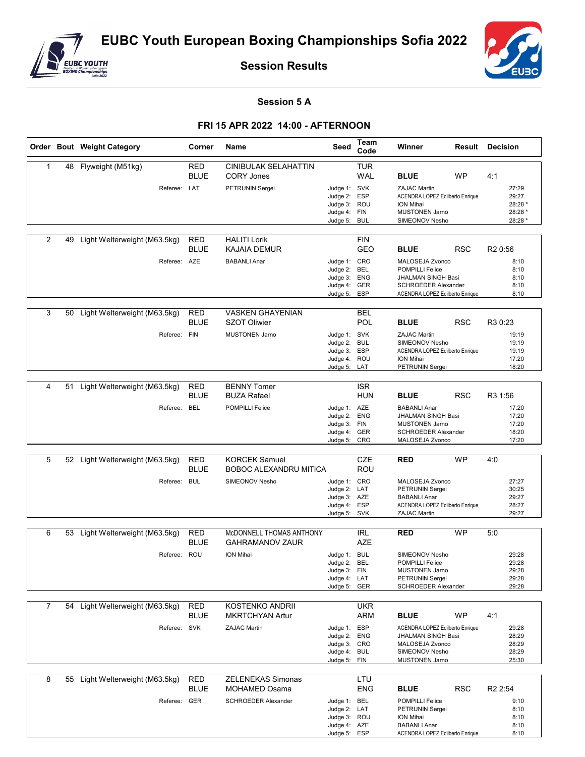# EUBC Youth European Boxing Championships Sofia 2022

## Session Results

### Session 5 A

### FRI 15 APR 2022 14:00 - AFTERNOON

| Order | Bout | Weight Category | Corner | Name | Seed | Team Code | Winner | Result | Decision |
|---|---|---|---|---|---|---|---|---|---|
| 1 | 48 | Flyweight (M51kg) | RED | CINIBULAK SELAHATTIN | | TUR | | | |
| | | | BLUE | CORY Jones | | WAL | BLUE | WP | 4:1 |
| | | Referee: | LAT | PETRUNIN Sergei | Judge 1: | SVK | ZAJAC Martin | | 27:29 |
| | | | | | Judge 2: | ESP | ACENDRA LOPEZ Edilberto Enrique | | 29:27 |
| | | | | | Judge 3: | ROU | ION Mihai | | 28:28 * |
| | | | | | Judge 4: | FIN | MUSTONEN Jarno | | 28:28 * |
| | | | | | Judge 5: | BUL | SIMEONOV Nesho | | 28:28 * |
| 2 | 49 | Light Welterweight (M63.5kg) | RED | HALITI Lorik | | FIN | | | |
| | | | BLUE | KAJAIA DEMUR | | GEO | BLUE | RSC | R2 0:56 |
| | | Referee: | AZE | BABANLI Anar | Judge 1: | CRO | MALOSEJA Zvonco | | 8:10 |
| | | | | | Judge 2: | BEL | POMPILLI Felice | | 8:10 |
| | | | | | Judge 3: | ENG | JHALMAN SINGH Basi | | 8:10 |
| | | | | | Judge 4: | GER | SCHROEDER Alexander | | 8:10 |
| | | | | | Judge 5: | ESP | ACENDRA LOPEZ Edilberto Enrique | | 8:10 |
| 3 | 50 | Light Welterweight (M63.5kg) | RED | VASKEN GHAYENIAN | | BEL | | | |
| | | | BLUE | SZOT Oliwier | | POL | BLUE | RSC | R3 0:23 |
| | | Referee: | FIN | MUSTONEN Jarno | Judge 1: | SVK | ZAJAC Martin | | 19:19 |
| | | | | | Judge 2: | BUL | SIMEONOV Nesho | | 19:19 |
| | | | | | Judge 3: | ESP | ACENDRA LOPEZ Edilberto Enrique | | 19:19 |
| | | | | | Judge 4: | ROU | ION Mihai | | 17:20 |
| | | | | | Judge 5: | LAT | PETRUNIN Sergei | | 18:20 |
| 4 | 51 | Light Welterweight (M63.5kg) | RED | BENNY Tomer | | ISR | | | |
| | | | BLUE | BUZA Rafael | | HUN | BLUE | RSC | R3 1:56 |
| | | Referee: | BEL | POMPILLI Felice | Judge 1: | AZE | BABANLI Anar | | 17:20 |
| | | | | | Judge 2: | ENG | JHALMAN SINGH Basi | | 17:20 |
| | | | | | Judge 3: | FIN | MUSTONEN Jarno | | 17:20 |
| | | | | | Judge 4: | GER | SCHROEDER Alexander | | 18:20 |
| | | | | | Judge 5: | CRO | MALOSEJA Zvonco | | 17:20 |
| 5 | 52 | Light Welterweight (M63.5kg) | RED | KORCEK Samuel | | CZE | RED | WP | 4:0 |
| | | | BLUE | BOBOC ALEXANDRU MITICA | | ROU | | | |
| | | Referee: | BUL | SIMEONOV Nesho | Judge 1: | CRO | MALOSEJA Zvonco | | 27:27 |
| | | | | | Judge 2: | LAT | PETRUNIN Sergei | | 30:25 |
| | | | | | Judge 3: | AZE | BABANLI Anar | | 29:27 |
| | | | | | Judge 4: | ESP | ACENDRA LOPEZ Edilberto Enrique | | 28:27 |
| | | | | | Judge 5: | SVK | ZAJAC Martin | | 29:27 |
| 6 | 53 | Light Welterweight (M63.5kg) | RED | McDONNELL THOMAS ANTHONY | | IRL | RED | WP | 5:0 |
| | | | BLUE | GAHRAMANOV ZAUR | | AZE | | | |
| | | Referee: | ROU | ION Mihai | Judge 1: | BUL | SIMEONOV Nesho | | 29:28 |
| | | | | | Judge 2: | BEL | POMPILLI Felice | | 29:28 |
| | | | | | Judge 3: | FIN | MUSTONEN Jarno | | 29:28 |
| | | | | | Judge 4: | LAT | PETRUNIN Sergei | | 29:28 |
| | | | | | Judge 5: | GER | SCHROEDER Alexander | | 29:28 |
| 7 | 54 | Light Welterweight (M63.5kg) | RED | KOSTENKO ANDRII | | UKR | | | |
| | | | BLUE | MKRTCHYAN Artur | | ARM | BLUE | WP | 4:1 |
| | | Referee: | SVK | ZAJAC Martin | Judge 1: | ESP | ACENDRA LOPEZ Edilberto Enrique | | 29:28 |
| | | | | | Judge 2: | ENG | JHALMAN SINGH Basi | | 28:29 |
| | | | | | Judge 3: | CRO | MALOSEJA Zvonco | | 28:29 |
| | | | | | Judge 4: | BUL | SIMEONOV Nesho | | 28:29 |
| | | | | | Judge 5: | FIN | MUSTONEN Jarno | | 25:30 |
| 8 | 55 | Light Welterweight (M63.5kg) | RED | ZELENEKAS Simonas | | LTU | | | |
| | | | BLUE | MOHAMED Osama | | ENG | BLUE | RSC | R2 2:54 |
| | | Referee: | GER | SCHROEDER Alexander | Judge 1: | BEL | POMPILLI Felice | | 9:10 |
| | | | | | Judge 2: | LAT | PETRUNIN Sergei | | 8:10 |
| | | | | | Judge 3: | ROU | ION Mihai | | 8:10 |
| | | | | | Judge 4: | AZE | BABANLI Anar | | 8:10 |
| | | | | | Judge 5: | ESP | ACENDRA LOPEZ Edilberto Enrique | | 8:10 |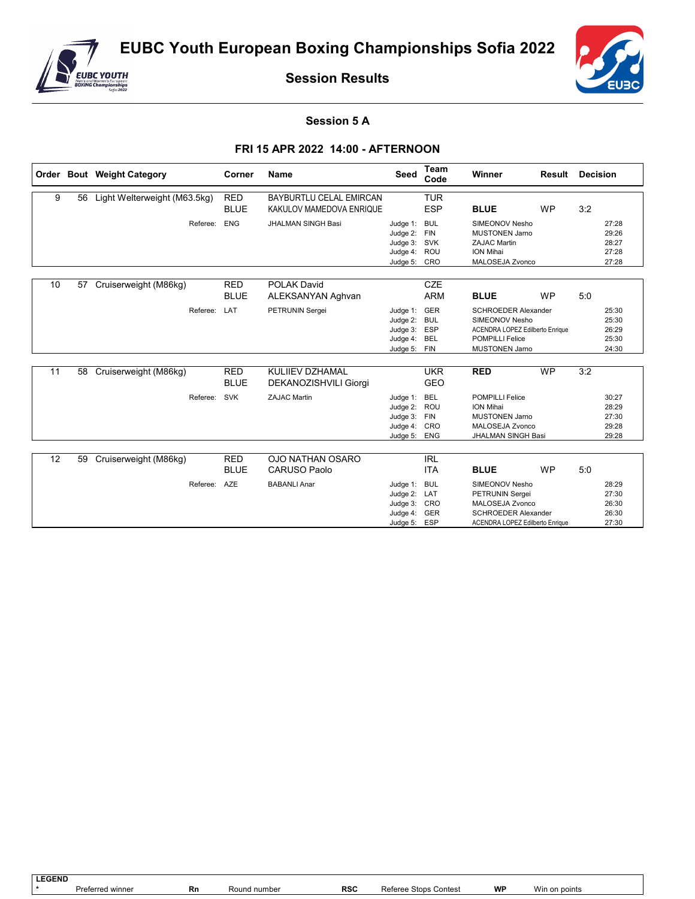# EUBC Youth European Boxing Championships Sofia 2022

## Session Results

### Session 5 A

### FRI 15 APR 2022 14:00 - AFTERNOON

| Order | Bout | Weight Category | Corner | Name | Seed | Team Code | Winner | Result | Decision |
|---|---|---|---|---|---|---|---|---|---|
| 9 | 56 | Light Welterweight (M63.5kg) | RED | BAYBURTLU CELAL EMIRCAN | | TUR | | | |
| | | | BLUE | KAKULOV MAMEDOVA ENRIQUE | | ESP | **BLUE** | WP | 3:2 |
| | | Referee: | ENG | JHALMAN SINGH Basi | Judge 1: | BUL | SIMEONOV Nesho | | 27:28 |
| | | | | | Judge 2: | FIN | MUSTONEN Jarno | | 29:26 |
| | | | | | Judge 3: | SVK | ZAJAC Martin | | 28:27 |
| | | | | | Judge 4: | ROU | ION Mihai | | 27:28 |
| | | | | | Judge 5: | CRO | MALOSEJA Zvonco | | 27:28 |
| 10 | 57 | Cruiserweight (M86kg) | RED | POLAK David | | CZE | | | |
| | | | BLUE | ALEKSANYAN Aghvan | | ARM | **BLUE** | WP | 5:0 |
| | | Referee: | LAT | PETRUNIN Sergei | Judge 1: | GER | SCHROEDER Alexander | | 25:30 |
| | | | | | Judge 2: | BUL | SIMEONOV Nesho | | 25:30 |
| | | | | | Judge 3: | ESP | ACENDRA LOPEZ Edilberto Enrique | | 26:29 |
| | | | | | Judge 4: | BEL | POMPILLI Felice | | 25:30 |
| | | | | | Judge 5: | FIN | MUSTONEN Jarno | | 24:30 |
| 11 | 58 | Cruiserweight (M86kg) | RED | KULIIEV DZHAMAL | | UKR | **RED** | WP | 3:2 |
| | | | BLUE | DEKANOZISHVILI Giorgi | | GEO | | | |
| | | Referee: | SVK | ZAJAC Martin | Judge 1: | BEL | POMPILLI Felice | | 30:27 |
| | | | | | Judge 2: | ROU | ION Mihai | | 28:29 |
| | | | | | Judge 3: | FIN | MUSTONEN Jarno | | 27:30 |
| | | | | | Judge 4: | CRO | MALOSEJA Zvonco | | 29:28 |
| | | | | | Judge 5: | ENG | JHALMAN SINGH Basi | | 29:28 |
| 12 | 59 | Cruiserweight (M86kg) | RED | OJO NATHAN OSARO | | IRL | | | |
| | | | BLUE | CARUSO Paolo | | ITA | **BLUE** | WP | 5:0 |
| | | Referee: | AZE | BABANLI Anar | Judge 1: | BUL | SIMEONOV Nesho | | 28:29 |
| | | | | | Judge 2: | LAT | PETRUNIN Sergei | | 27:30 |
| | | | | | Judge 3: | CRO | MALOSEJA Zvonco | | 26:30 |
| | | | | | Judge 4: | GER | SCHROEDER Alexander | | 26:30 |
| | | | | | Judge 5: | ESP | ACENDRA LOPEZ Edilberto Enrique | | 27:30 |

**LEGEND**

| | | | | | | | |
|---|---|---|---|---|---|---|---|
| * | Preferred winner | **Rn** | Round number | **RSC** | Referee Stops Contest | **WP** | Win on points |